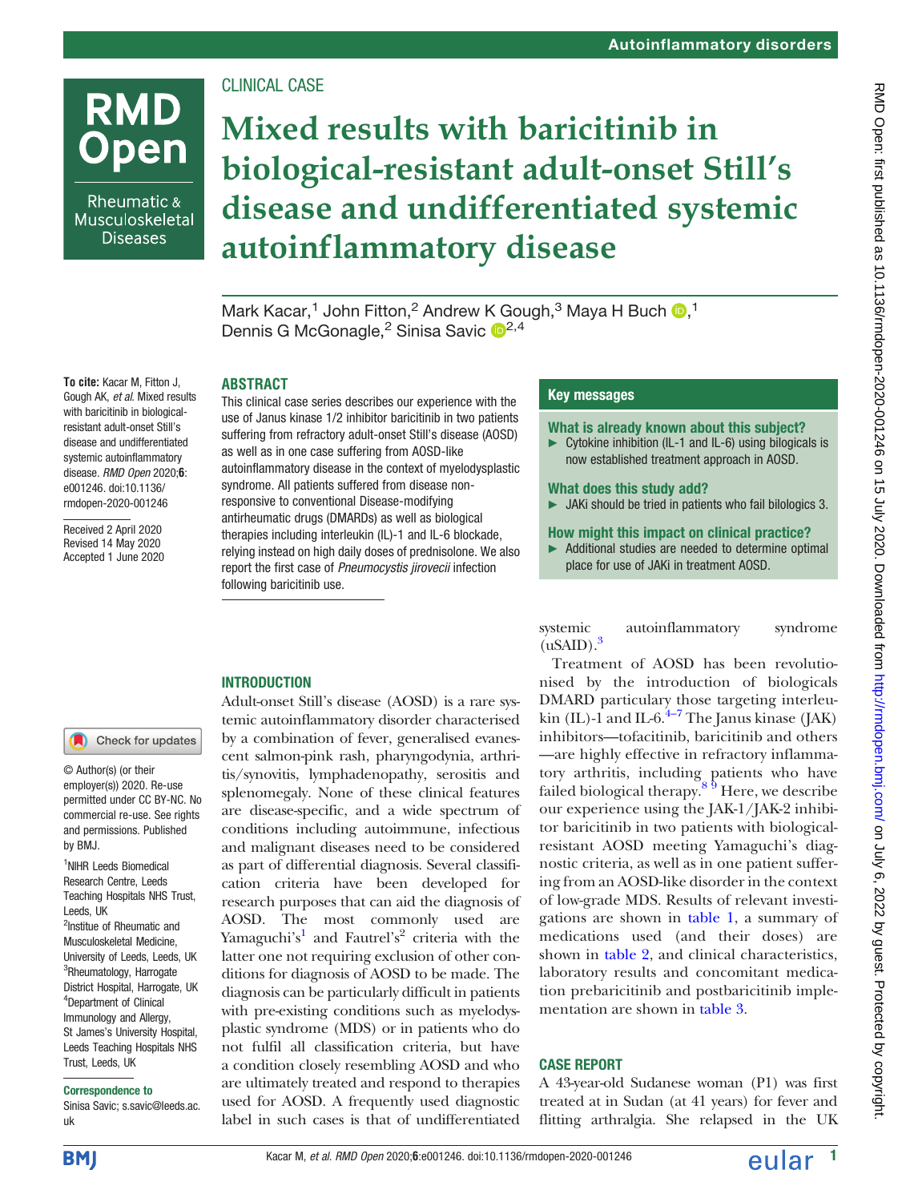CLINICAL CASE

# Mixed results with baricitinib in biological-resistant adult-onset Still's disease and undifferentiated systemic autoinflammatory disease

Mark Kacar,[1] John Fitton,[2] Andrew K Gough,[3] Maya H Buch,[1] Dennis G McGonagle,[2] Sinisa Savic[2,4]

**To cite:** Kacar M, Fitton J, Gough AK, *et al*. Mixed results with baricitinib in biological-resistant adult-onset Still's disease and undifferentiated systemic autoinflammatory disease. *RMD Open* 2020;**6**:e001246. doi:10.1136/rmdopen-2020-001246

Received 2 April 2020
Revised 14 May 2020
Accepted 1 June 2020

© Author(s) (or their employer(s)) 2020. Re-use permitted under CC BY-NC. No commercial re-use. See rights and permissions. Published by BMJ.

[1]NIHR Leeds Biomedical Research Centre, Leeds Teaching Hospitals NHS Trust, Leeds, UK
[2]Institue of Rheumatic and Musculoskeletal Medicine, University of Leeds, Leeds, UK
[3]Rheumatology, Harrogate District Hospital, Harrogate, UK
[4]Department of Clinical Immunology and Allergy, St James's University Hospital, Leeds Teaching Hospitals NHS Trust, Leeds, UK

**Correspondence to**
Sinisa Savic; s.savic@leeds.ac.uk

## ABSTRACT

This clinical case series describes our experience with the use of Janus kinase 1/2 inhibitor baricitinib in two patients suffering from refractory adult-onset Still's disease (AOSD) as well as in one case suffering from AOSD-like autoinflammatory disease in the context of myelodysplastic syndrome. All patients suffered from disease non-responsive to conventional Disease-modifying antirheumatic drugs (DMARDs) as well as biological therapies including interleukin (IL)-1 and IL-6 blockade, relying instead on high daily doses of prednisolone. We also report the first case of *Pneumocystis jirovecii* infection following baricitinib use.

## Key messages

**What is already known about this subject?**

- Cytokine inhibition (IL-1 and IL-6) using biologicals is now established treatment approach in AOSD.

**What does this study add?**

- JAKi should be tried in patients who fail bilologics 3.

**How might this impact on clinical practice?**

- Additional studies are needed to determine optimal place for use of JAKi in treatment AOSD.

## INTRODUCTION

Adult-onset Still's disease (AOSD) is a rare systemic autoinflammatory disorder characterised by a combination of fever, generalised evanescent salmon-pink rash, pharyngodynia, arthritis/synovitis, lymphadenopathy, serositis and splenomegaly. None of these clinical features are disease-specific, and a wide spectrum of conditions including autoimmune, infectious and malignant diseases need to be considered as part of differential diagnosis. Several classification criteria have been developed for research purposes that can aid the diagnosis of AOSD. The most commonly used are Yamaguchi's[1] and Fautrel's[2] criteria with the latter one not requiring exclusion of other conditions for diagnosis of AOSD to be made. The diagnosis can be particularly difficult in patients with pre-existing conditions such as myelodysplastic syndrome (MDS) or in patients who do not fulfil all classification criteria, but have a condition closely resembling AOSD and who are ultimately treated and respond to therapies used for AOSD. A frequently used diagnostic label in such cases is that of undifferentiated systemic autoinflammatory syndrome (uSAID).[3]

Treatment of AOSD has been revolutionised by the introduction of biologicals DMARD particulary those targeting interleukin (IL)-1 and IL-6.[4–7] The Janus kinase (JAK) inhibitors—tofacitinib, baricitinib and others—are highly effective in refractory inflammatory arthritis, including patients who have failed biological therapy.[8,9] Here, we describe our experience using the JAK-1/JAK-2 inhibitor baricitinib in two patients with biological-resistant AOSD meeting Yamaguchi's diagnostic criteria, as well as in one patient suffering from an AOSD-like disorder in the context of low-grade MDS. Results of relevant investigations are shown in table 1, a summary of medications used (and their doses) are shown in table 2, and clinical characteristics, laboratory results and concomitant medication prebaricitinib and postbaricitinib implementation are shown in table 3.

## CASE REPORT

A 43-year-old Sudanese woman (P1) was first treated at in Sudan (at 41 years) for fever and flitting arthralgia. She relapsed in the UK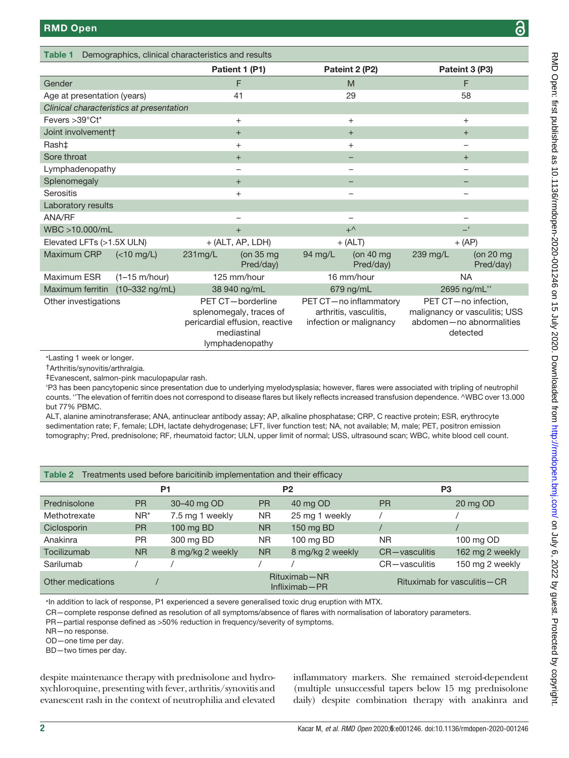Table 1 Demographics, clinical characteristics and results

| | | Patient 1 (P1) | | Pateint 2 (P2) | | Pateint 3 (P3) | |
|---|---|---|---|---|---|---|---|
| Gender | | F | | M | | F | |
| Age at presentation (years) | | 41 | | 29 | | 58 | |
| *Clinical characteristics at presentation* | | | | | | | |
| Fevers >39°Ct* | | + | | + | | + | |
| Joint involvement† | | + | | + | | + | |
| Rash‡ | | + | | + | | – | |
| Sore throat | | + | | – | | + | |
| Lymphadenopathy | | – | | – | | – | |
| Splenomegaly | | + | | – | | – | |
| Serositis | | + | | – | | – | |
| Laboratory results | | | | | | | |
| ANA/RF | | – | | – | | – | |
| WBC >10.000/mL | | + | | +^ | | –‘ | |
| Elevated LFTs (>1.5X ULN) | | + (ALT, AP, LDH) | | + (ALT) | | + (AP) | |
| Maximum CRP | (<10 mg/L) | 231mg/L | (on 35 mg Pred/day) | 94 mg/L | (on 40 mg Pred/day) | 239 mg/L | (on 20 mg Pred/day) |
| Maximum ESR | (1–15 m/hour) | 125 mm/hour | | 16 mm/hour | | NA | |
| Maximum ferritin | (10–332 ng/mL) | 38 940 ng/mL | | 679 ng/mL | | 2695 ng/mL’’ | |
| Other investigations | | PET CT—borderline splenomegaly, traces of pericardial effusion, reactive mediastinal lymphadenopathy | | PET CT—no inflammatory arthritis, vasculitis, infection or malignancy | | PET CT—no infection, malignancy or vasculitis; USS abdomen—no abnormalities detected | |

*Lasting 1 week or longer.
†Arthritis/synovitis/arthralgia.
‡Evanescent, salmon-pink maculopapular rash.
‘P3 has been pancytopenic since presentation due to underlying myelodysplasia; however, flares were associated with tripling of neutrophil counts. ’’The elevation of ferritin does not correspond to disease flares but likely reflects increased transfusion dependence. ^WBC over 13.000 but 77% PBMC.
ALT, alanine aminotransferase; ANA, antinuclear antibody assay; AP, alkaline phosphatase; CRP, C reactive protein; ESR, erythrocyte sedimentation rate; F, female; LDH, lactate dehydrogenase; LFT, liver function test; NA, not available; M, male; PET, positron emission tomography; Pred, prednisolone; RF, rheumatoid factor; ULN, upper limit of normal; USS, ultrasound scan; WBC, white blood cell count.

Table 2 Treatments used before baricitinib implementation and their efficacy

| | P1 | | P2 | | P3 | |
|---|---|---|---|---|---|---|
| Prednisolone | PR | 30–40 mg OD | PR | 40 mg OD | PR | 20 mg OD |
| Methotrexate | NR* | 7.5 mg 1 weekly | NR | 25 mg 1 weekly | / | / |
| Ciclosporin | PR | 100 mg BD | NR | 150 mg BD | / | / |
| Anakinra | PR | 300 mg BD | NR | 100 mg BD | NR | 100 mg OD |
| Tocilizumab | NR | 8 mg/kg 2 weekly | NR | 8 mg/kg 2 weekly | CR—vasculitis | 162 mg 2 weekly |
| Sarilumab | / | / | / | / | CR—vasculitis | 150 mg 2 weekly |
| Other medications | / | | Rituximab—NR Infliximab—PR | | Rituximab for vasculitis—CR | |

*In addition to lack of response, P1 experienced a severe generalised toxic drug eruption with MTX.
CR—complete response defined as resolution of all symptoms/absence of flares with normalisation of laboratory parameters.
PR—partial response defined as >50% reduction in frequency/severity of symptoms.
NR—no response.
OD—one time per day.
BD—two times per day.

despite maintenance therapy with prednisolone and hydroxychloroquine, presenting with fever, arthritis/synovitis and evanescent rash in the context of neutrophilia and elevated inflammatory markers. She remained steroid-dependent (multiple unsuccessful tapers below 15 mg prednisolone daily) despite combination therapy with anakinra and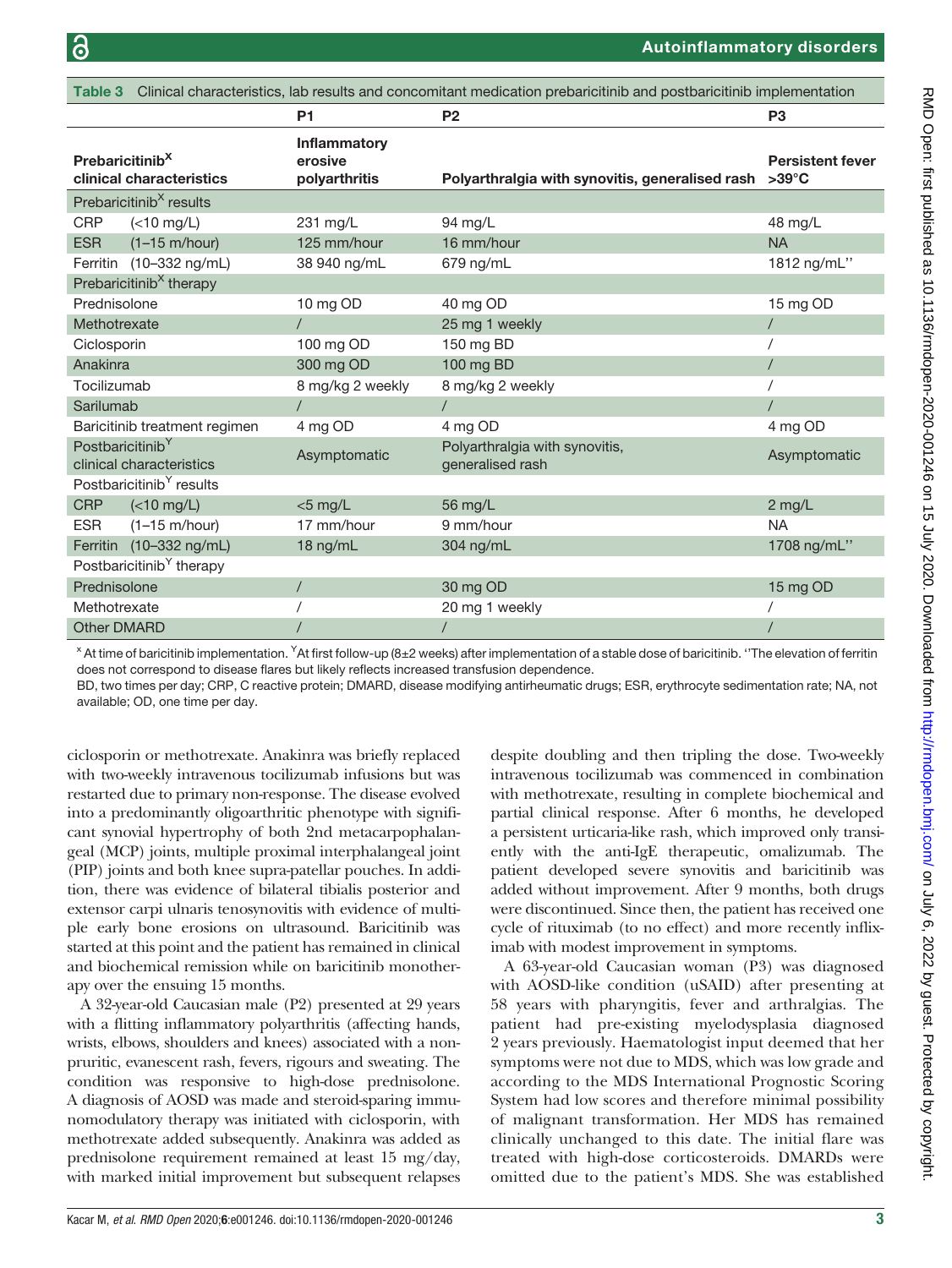Table 3 Clinical characteristics, lab results and concomitant medication prebaricitinib and postbaricitinib implementation

| | P1 | P2 | P3 |
|---|---|---|---|
| **Prebaricitinib[X] clinical characteristics** | **Inflammatory erosive polyarthritis** | **Polyarthralgia with synovitis, generalised rash** | **Persistent fever >39°C** |
| Prebaricitinib[X] results | | | |
| CRP (<10 mg/L) | 231 mg/L | 94 mg/L | 48 mg/L |
| ESR (1–15 m/hour) | 125 mm/hour | 16 mm/hour | NA |
| Ferritin (10–332 ng/mL) | 38 940 ng/mL | 679 ng/mL | 1812 ng/mL'' |
| Prebaricitinib[X] therapy | | | |
| Prednisolone | 10 mg OD | 40 mg OD | 15 mg OD |
| Methotrexate | / | 25 mg 1 weekly | / |
| Ciclosporin | 100 mg OD | 150 mg BD | / |
| Anakinra | 300 mg OD | 100 mg BD | / |
| Tocilizumab | 8 mg/kg 2 weekly | 8 mg/kg 2 weekly | / |
| Sarilumab | / | / | / |
| Baricitinib treatment regimen | 4 mg OD | 4 mg OD | 4 mg OD |
| Postbaricitinib[Y] clinical characteristics | Asymptomatic | Polyarthralgia with synovitis, generalised rash | Asymptomatic |
| Postbaricitinib[Y] results | | | |
| CRP (<10 mg/L) | <5 mg/L | 56 mg/L | 2 mg/L |
| ESR (1–15 m/hour) | 17 mm/hour | 9 mm/hour | NA |
| Ferritin (10–332 ng/mL) | 18 ng/mL | 304 ng/mL | 1708 ng/mL'' |
| Postbaricitinib[Y] therapy | | | |
| Prednisolone | / | 30 mg OD | 15 mg OD |
| Methotrexate | / | 20 mg 1 weekly | / |
| Other DMARD | / | / | / |

[X] At time of baricitinib implementation. [Y] At first follow-up (8±2 weeks) after implementation of a stable dose of baricitinib. ''The elevation of ferritin does not correspond to disease flares but likely reflects increased transfusion dependence.

BD, two times per day; CRP, C reactive protein; DMARD, disease modifying antirheumatic drugs; ESR, erythrocyte sedimentation rate; NA, not available; OD, one time per day.

ciclosporin or methotrexate. Anakinra was briefly replaced with two-weekly intravenous tocilizumab infusions but was restarted due to primary non-response. The disease evolved into a predominantly oligoarthritic phenotype with significant synovial hypertrophy of both 2nd metacarpophalangeal (MCP) joints, multiple proximal interphalangeal joint (PIP) joints and both knee supra-patellar pouches. In addition, there was evidence of bilateral tibialis posterior and extensor carpi ulnaris tenosynovitis with evidence of multiple early bone erosions on ultrasound. Baricitinib was started at this point and the patient has remained in clinical and biochemical remission while on baricitinib monotherapy over the ensuing 15 months.

A 32-year-old Caucasian male (P2) presented at 29 years with a flitting inflammatory polyarthritis (affecting hands, wrists, elbows, shoulders and knees) associated with a non-pruritic, evanescent rash, fevers, rigours and sweating. The condition was responsive to high-dose prednisolone. A diagnosis of AOSD was made and steroid-sparing immunomodulatory therapy was initiated with ciclosporin, with methotrexate added subsequently. Anakinra was added as prednisolone requirement remained at least 15 mg/day, with marked initial improvement but subsequent relapses despite doubling and then tripling the dose. Two-weekly intravenous tocilizumab was commenced in combination with methotrexate, resulting in complete biochemical and partial clinical response. After 6 months, he developed a persistent urticaria-like rash, which improved only transiently with the anti-IgE therapeutic, omalizumab. The patient developed severe synovitis and baricitinib was added without improvement. After 9 months, both drugs were discontinued. Since then, the patient has received one cycle of rituximab (to no effect) and more recently infliximab with modest improvement in symptoms.

A 63-year-old Caucasian woman (P3) was diagnosed with AOSD-like condition (uSAID) after presenting at 58 years with pharyngitis, fever and arthralgias. The patient had pre-existing myelodysplasia diagnosed 2 years previously. Haematologist input deemed that her symptoms were not due to MDS, which was low grade and according to the MDS International Prognostic Scoring System had low scores and therefore minimal possibility of malignant transformation. Her MDS has remained clinically unchanged to this date. The initial flare was treated with high-dose corticosteroids. DMARDs were omitted due to the patient's MDS. She was established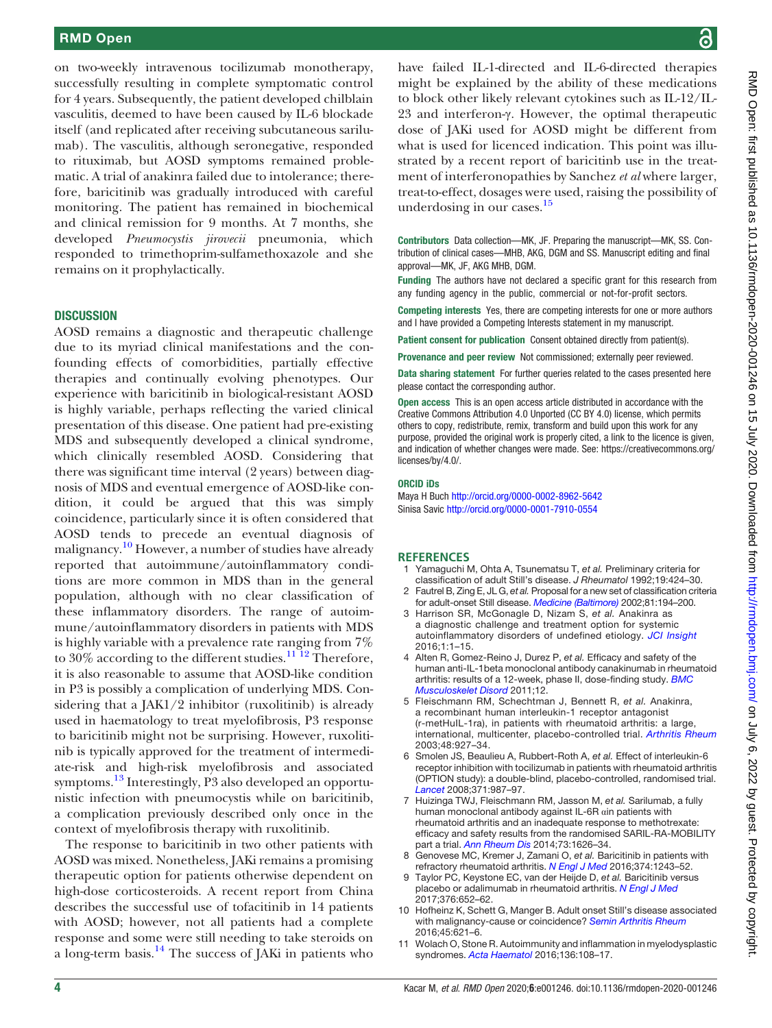on two-weekly intravenous tocilizumab monotherapy, successfully resulting in complete symptomatic control for 4 years. Subsequently, the patient developed chilblain vasculitis, deemed to have been caused by IL-6 blockade itself (and replicated after receiving subcutaneous sarilumab). The vasculitis, although seronegative, responded to rituximab, but AOSD symptoms remained problematic. A trial of anakinra failed due to intolerance; therefore, baricitinib was gradually introduced with careful monitoring. The patient has remained in biochemical and clinical remission for 9 months. At 7 months, she developed *Pneumocystis jirovecii* pneumonia, which responded to trimethoprim-sulfamethoxazole and she remains on it prophylactically.

## DISCUSSION

AOSD remains a diagnostic and therapeutic challenge due to its myriad clinical manifestations and the confounding effects of comorbidities, partially effective therapies and continually evolving phenotypes. Our experience with baricitinib in biological-resistant AOSD is highly variable, perhaps reflecting the varied clinical presentation of this disease. One patient had pre-existing MDS and subsequently developed a clinical syndrome, which clinically resembled AOSD. Considering that there was significant time interval (2 years) between diagnosis of MDS and eventual emergence of AOSD-like condition, it could be argued that this was simply coincidence, particularly since it is often considered that AOSD tends to precede an eventual diagnosis of malignancy.[10] However, a number of studies have already reported that autoimmune/autoinflammatory conditions are more common in MDS than in the general population, although with no clear classification of these inflammatory disorders. The range of autoimmune/autoinflammatory disorders in patients with MDS is highly variable with a prevalence rate ranging from 7% to 30% according to the different studies.[11,12] Therefore, it is also reasonable to assume that AOSD-like condition in P3 is possibly a complication of underlying MDS. Considering that a JAK1/2 inhibitor (ruxolitinib) is already used in haematology to treat myelofibrosis, P3 response to baricitinib might not be surprising. However, ruxolitinib is typically approved for the treatment of intermediate-risk and high-risk myelofibrosis and associated symptoms.[13] Interestingly, P3 also developed an opportunistic infection with pneumocystis while on baricitinib, a complication previously described only once in the context of myelofibrosis therapy with ruxolitinib.

The response to baricitinib in two other patients with AOSD was mixed. Nonetheless, JAKi remains a promising therapeutic option for patients otherwise dependent on high-dose corticosteroids. A recent report from China describes the successful use of tofacitinib in 14 patients with AOSD; however, not all patients had a complete response and some were still needing to take steroids on a long-term basis.[14] The success of JAKi in patients who have failed IL-1-directed and IL-6-directed therapies might be explained by the ability of these medications to block other likely relevant cytokines such as IL-12/IL-23 and interferon-γ. However, the optimal therapeutic dose of JAKi used for AOSD might be different from what is used for licenced indication. This point was illustrated by a recent report of baricitinb use in the treatment of interferonopathies by Sanchez *et al* where larger, treat-to-effect, dosages were used, raising the possibility of underdosing in our cases.[15]

**Contributors** Data collection—MK, JF. Preparing the manuscript—MK, SS. Contribution of clinical cases—MHB, AKG, DGM and SS. Manuscript editing and final approval—MK, JF, AKG MHB, DGM.

**Funding** The authors have not declared a specific grant for this research from any funding agency in the public, commercial or not-for-profit sectors.

**Competing interests** Yes, there are competing interests for one or more authors and I have provided a Competing Interests statement in my manuscript.

**Patient consent for publication** Consent obtained directly from patient(s).

**Provenance and peer review** Not commissioned; externally peer reviewed.

**Data sharing statement** For further queries related to the cases presented here please contact the corresponding author.

**Open access** This is an open access article distributed in accordance with the Creative Commons Attribution 4.0 Unported (CC BY 4.0) license, which permits others to copy, redistribute, remix, transform and build upon this work for any purpose, provided the original work is properly cited, a link to the licence is given, and indication of whether changes were made. See: https://creativecommons.org/licenses/by/4.0/.

**ORCID iDs**

Maya H Buch http://orcid.org/0000-0002-8962-5642
Sinisa Savic http://orcid.org/0000-0001-7910-0554

## REFERENCES

1. Yamaguchi M, Ohta A, Tsunematsu T, *et al.* Preliminary criteria for classification of adult Still's disease. *J Rheumatol* 1992;19:424–30.
2. Fautrel B, Zing E, JL G, *et al.* Proposal for a new set of classification criteria for adult-onset Still disease. *Medicine (Baltimore)* 2002;81:194–200.
3. Harrison SR, McGonagle D, Nizam S, *et al.* Anakinra as a diagnostic challenge and treatment option for systemic autoinflammatory disorders of undefined etiology. *JCI Insight* 2016;1:1–15.
4. Alten R, Gomez-Reino J, Durez P, *et al.* Efficacy and safety of the human anti-IL-1beta monoclonal antibody canakinumab in rheumatoid arthritis: results of a 12-week, phase II, dose-finding study. *BMC Musculoskelet Disord* 2011;12.
5. Fleischmann RM, Schechtman J, Bennett R, *et al.* Anakinra, a recombinant human interleukin-1 receptor antagonist (r-metHuIL-1ra), in patients with rheumatoid arthritis: a large, international, multicenter, placebo-controlled trial. *Arthritis Rheum* 2003;48:927–34.
6. Smolen JS, Beaulieu A, Rubbert-Roth A, *et al.* Effect of interleukin-6 receptor inhibition with tocilizumab in patients with rheumatoid arthritis (OPTION study): a double-blind, placebo-controlled, randomised trial. *Lancet* 2008;371:987–97.
7. Huizinga TWJ, Fleischmann RM, Jasson M, *et al.* Sarilumab, a fully human monoclonal antibody against IL-6Rα in patients with rheumatoid arthritis and an inadequate response to methotrexate: efficacy and safety results from the randomised SARIL-RA-MOBILITY part a trial. *Ann Rheum Dis* 2014;73:1626–34.
8. Genovese MC, Kremer J, Zamani O, *et al.* Baricitinib in patients with refractory rheumatoid arthritis. *N Engl J Med* 2016;374:1243–52.
9. Taylor PC, Keystone EC, van der Heijde D, *et al.* Baricitinib versus placebo or adalimumab in rheumatoid arthritis. *N Engl J Med* 2017;376:652–62.
10. Hofheinz K, Schett G, Manger B. Adult onset Still's disease associated with malignancy-cause or coincidence? *Semin Arthritis Rheum* 2016;45:621–6.
11. Wolach O, Stone R. Autoimmunity and inflammation in myelodysplastic syndromes. *Acta Haematol* 2016;136:108–17.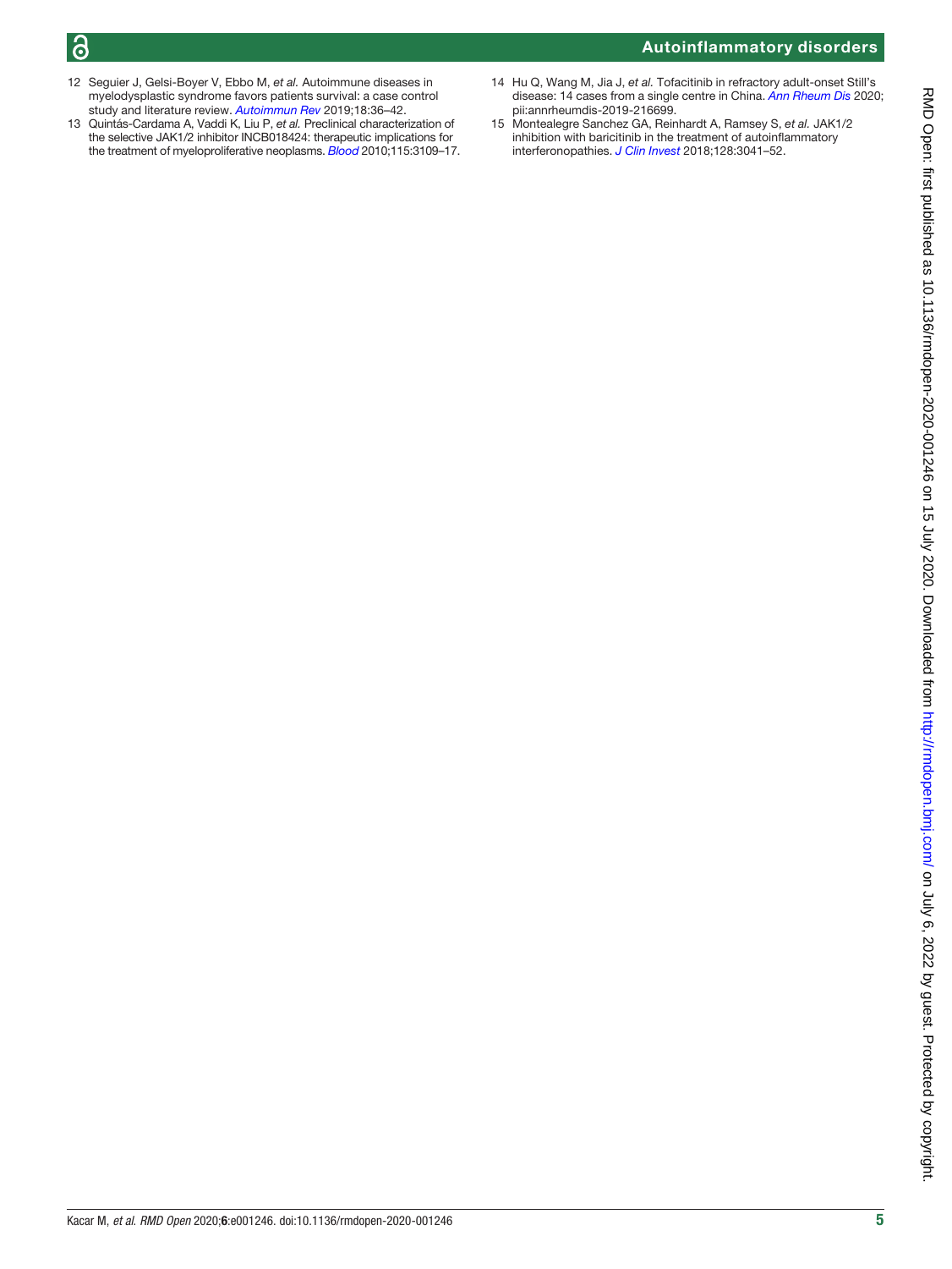12 Seguier J, Gelsi-Boyer V, Ebbo M, *et al*. Autoimmune diseases in myelodysplastic syndrome favors patients survival: a case control study and literature review. *Autoimmun Rev* 2019;18:36–42.
13 Quintás-Cardama A, Vaddi K, Liu P, *et al*. Preclinical characterization of the selective JAK1/2 inhibitor INCB018424: therapeutic implications for the treatment of myeloproliferative neoplasms. *Blood* 2010;115:3109–17.
14 Hu Q, Wang M, Jia J, *et al*. Tofacitinib in refractory adult-onset Still's disease: 14 cases from a single centre in China. *Ann Rheum Dis* 2020; pii:annrheumdis-2019-216699.
15 Montealegre Sanchez GA, Reinhardt A, Ramsey S, *et al*. JAK1/2 inhibition with baricitinib in the treatment of autoinflammatory interferonopathies. *J Clin Invest* 2018;128:3041–52.